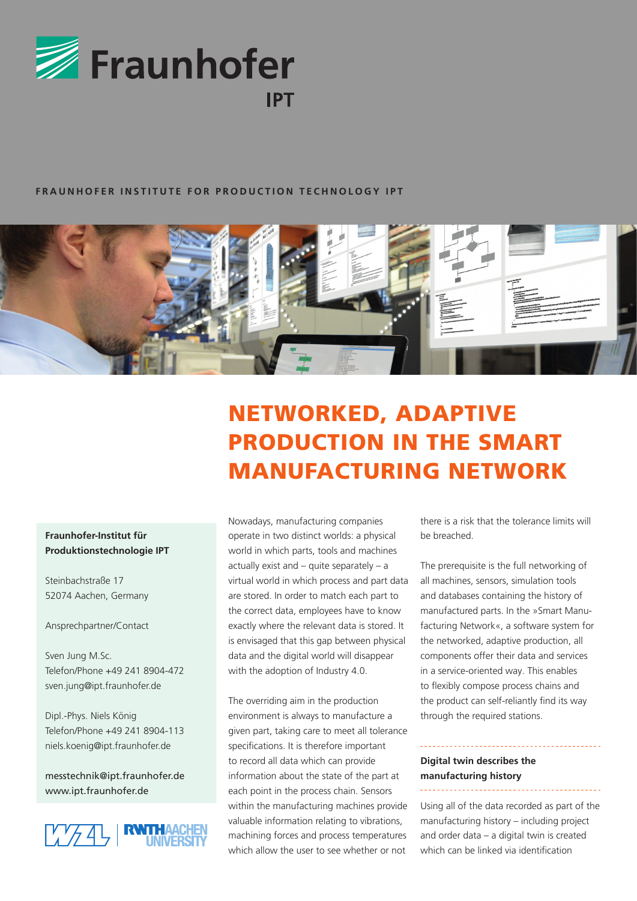Fraunhofer IPT

FRAUNHOFER INSTITUTE FOR PRODUCTION TECHNOLOGY IPT

# NETWORKED, ADAPTIVE PRODUCTION IN THE SMART MANUFACTURING NETWORK

**Fraunhofer-Institut für Produktionstechnologie IPT**

Steinbachstraße 17
52074 Aachen, Germany

Ansprechpartner/Contact

Sven Jung M.Sc.
Telefon/Phone +49 241 8904-472
sven.jung@ipt.fraunhofer.de

Dipl.-Phys. Niels König
Telefon/Phone +49 241 8904-113
niels.koenig@ipt.fraunhofer.de

messtechnik@ipt.fraunhofer.de
www.ipt.fraunhofer.de

Nowadays, manufacturing companies operate in two distinct worlds: a physical world in which parts, tools and machines actually exist and – quite separately – a virtual world in which process and part data are stored. In order to match each part to the correct data, employees have to know exactly where the relevant data is stored. It is envisaged that this gap between physical data and the digital world will disappear with the adoption of Industry 4.0.

The overriding aim in the production environment is always to manufacture a given part, taking care to meet all tolerance specifications. It is therefore important to record all data which can provide information about the state of the part at each point in the process chain. Sensors within the manufacturing machines provide valuable information relating to vibrations, machining forces and process temperatures which allow the user to see whether or not there is a risk that the tolerance limits will be breached.

The prerequisite is the full networking of all machines, sensors, simulation tools and databases containing the history of manufactured parts. In the »Smart Manufacturing Network«, a software system for the networked, adaptive production, all components offer their data and services in a service-oriented way. This enables to flexibly compose process chains and the product can self-reliantly find its way through the required stations.

## Digital twin describes the manufacturing history

Using all of the data recorded as part of the manufacturing history – including project and order data – a digital twin is created which can be linked via identification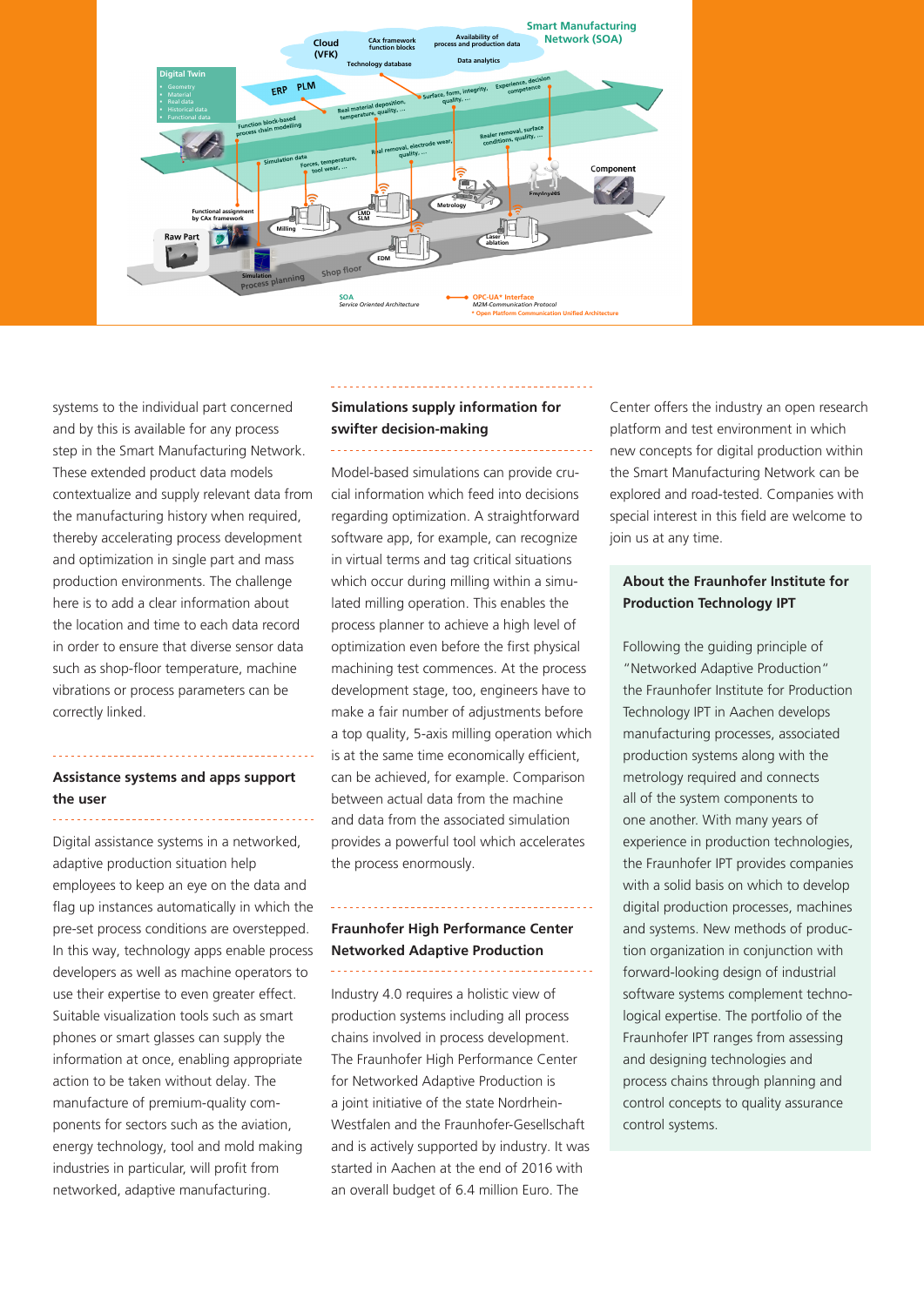Smart Manufacturing Network (SOA)

Cloud (VFK)

CAx framework function blocks

Availability of process and production data

Technology database

Data analytics

Digital Twin

- Geometry
- Material
- Real data
- Historical data
- Functional data

ERP

PLM

Function block-based process chain modelling

Real material deposition, temperature, quality, ...

Surface, form, integrity, quality, ...

Experience, decision competence

Simulation data

Forces, temperature, tool wear, ...

Real removal, electrode wear, quality, ...

Realer removal, surface conditions, quality, ...

Component

Employees

Functional assignment by CAx framework

Raw Part

Milling

LMD SLM

Metrology

Laser ablation

EDM

Simulation

Process planning

Shop floor

SOA
Service Oriented Architecture

OPC-UA* Interface
M2M-Communication Protocol
* Open Platform Communication Unified Architecture

systems to the individual part concerned and by this is available for any process step in the Smart Manufacturing Network. These extended product data models contextualize and supply relevant data from the manufacturing history when required, thereby accelerating process development and optimization in single part and mass production environments. The challenge here is to add a clear information about the location and time to each data record in order to ensure that diverse sensor data such as shop-floor temperature, machine vibrations or process parameters can be correctly linked.

## Assistance systems and apps support the user

Digital assistance systems in a networked, adaptive production situation help employees to keep an eye on the data and flag up instances automatically in which the pre-set process conditions are overstepped. In this way, technology apps enable process developers as well as machine operators to use their expertise to even greater effect. Suitable visualization tools such as smart phones or smart glasses can supply the information at once, enabling appropriate action to be taken without delay. The manufacture of premium-quality components for sectors such as the aviation, energy technology, tool and mold making industries in particular, will profit from networked, adaptive manufacturing.

## Simulations supply information for swifter decision-making

Model-based simulations can provide crucial information which feed into decisions regarding optimization. A straightforward software app, for example, can recognize in virtual terms and tag critical situations which occur during milling within a simulated milling operation. This enables the process planner to achieve a high level of optimization even before the first physical machining test commences. At the process development stage, too, engineers have to make a fair number of adjustments before a top quality, 5-axis milling operation which is at the same time economically efficient, can be achieved, for example. Comparison between actual data from the machine and data from the associated simulation provides a powerful tool which accelerates the process enormously.

## Fraunhofer High Performance Center Networked Adaptive Production

Industry 4.0 requires a holistic view of production systems including all process chains involved in process development. The Fraunhofer High Performance Center for Networked Adaptive Production is a joint initiative of the state Nordrhein-Westfalen and the Fraunhofer-Gesellschaft and is actively supported by industry. It was started in Aachen at the end of 2016 with an overall budget of 6.4 million Euro. The Center offers the industry an open research platform and test environment in which new concepts for digital production within the Smart Manufacturing Network can be explored and road-tested. Companies with special interest in this field are welcome to join us at any time.

## About the Fraunhofer Institute for Production Technology IPT

Following the guiding principle of "Networked Adaptive Production" the Fraunhofer Institute for Production Technology IPT in Aachen develops manufacturing processes, associated production systems along with the metrology required and connects all of the system components to one another. With many years of experience in production technologies, the Fraunhofer IPT provides companies with a solid basis on which to develop digital production processes, machines and systems. New methods of production organization in conjunction with forward-looking design of industrial software systems complement technological expertise. The portfolio of the Fraunhofer IPT ranges from assessing and designing technologies and process chains through planning and control concepts to quality assurance control systems.